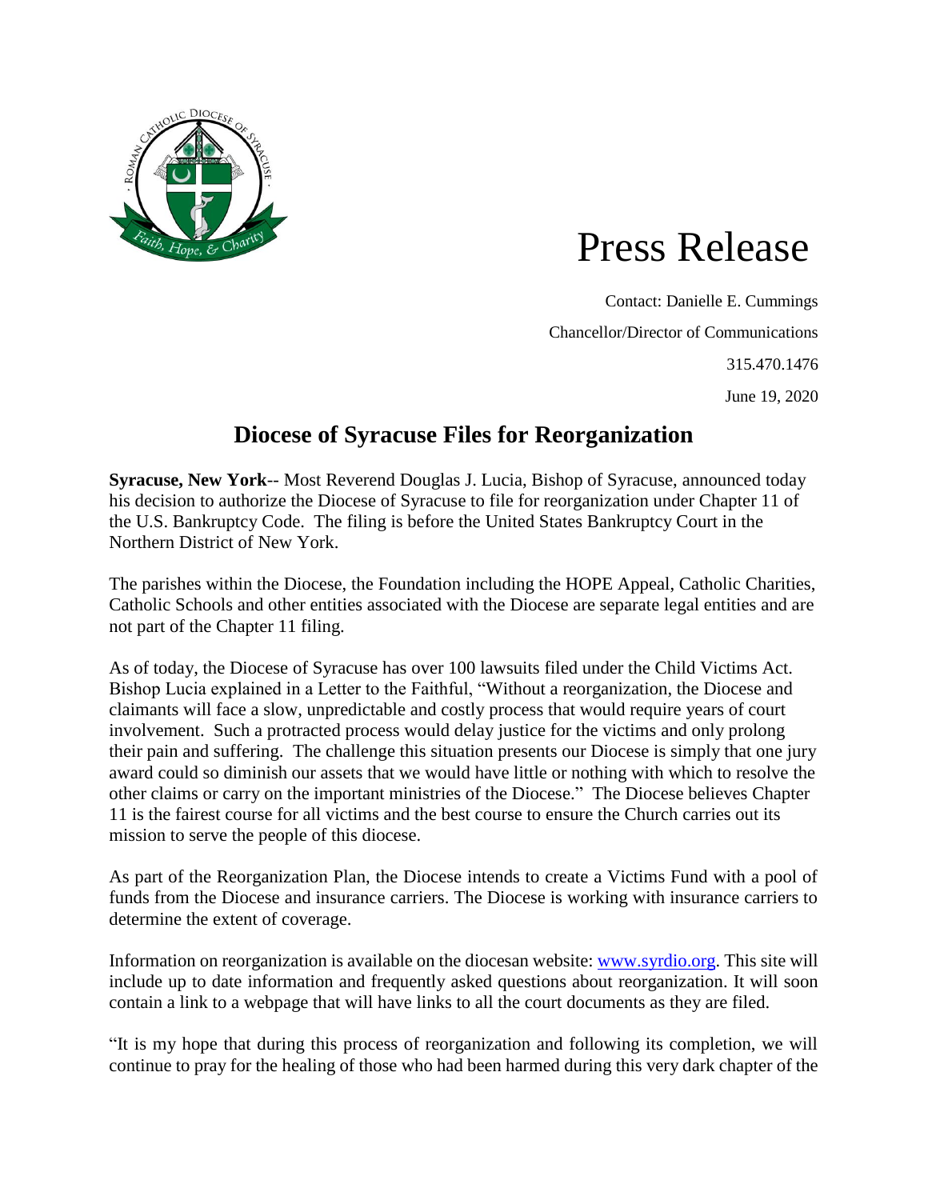# Press Release

Contact: Danielle E. Cummings

Chancellor/Director of Communications

315.470.1476

June 19, 2020

## Diocese of Syracuse Files for Reorganization

**Syracuse, New York**-- Most Reverend Douglas J. Lucia, Bishop of Syracuse, announced today his decision to authorize the Diocese of Syracuse to file for reorganization under Chapter 11 of the U.S. Bankruptcy Code. The filing is before the United States Bankruptcy Court in the Northern District of New York.

The parishes within the Diocese, the Foundation including the HOPE Appeal, Catholic Charities, Catholic Schools and other entities associated with the Diocese are separate legal entities and are not part of the Chapter 11 filing.

As of today, the Diocese of Syracuse has over 100 lawsuits filed under the Child Victims Act. Bishop Lucia explained in a Letter to the Faithful, "Without a reorganization, the Diocese and claimants will face a slow, unpredictable and costly process that would require years of court involvement. Such a protracted process would delay justice for the victims and only prolong their pain and suffering. The challenge this situation presents our Diocese is simply that one jury award could so diminish our assets that we would have little or nothing with which to resolve the other claims or carry on the important ministries of the Diocese." The Diocese believes Chapter 11 is the fairest course for all victims and the best course to ensure the Church carries out its mission to serve the people of this diocese.

As part of the Reorganization Plan, the Diocese intends to create a Victims Fund with a pool of funds from the Diocese and insurance carriers. The Diocese is working with insurance carriers to determine the extent of coverage.

Information on reorganization is available on the diocesan website: [www.syrdio.org](http://www.syrdio.org). This site will include up to date information and frequently asked questions about reorganization. It will soon contain a link to a webpage that will have links to all the court documents as they are filed.

"It is my hope that during this process of reorganization and following its completion, we will continue to pray for the healing of those who had been harmed during this very dark chapter of the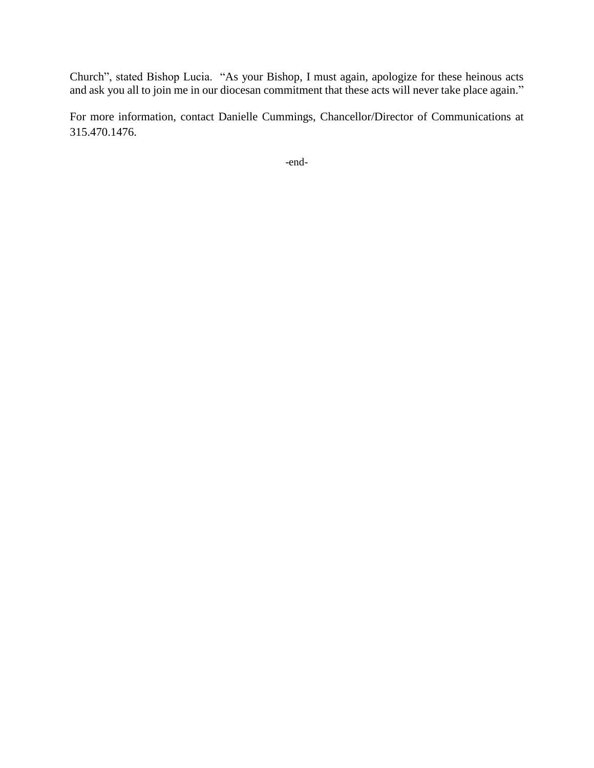Church", stated Bishop Lucia. "As your Bishop, I must again, apologize for these heinous acts and ask you all to join me in our diocesan commitment that these acts will never take place again."

For more information, contact Danielle Cummings, Chancellor/Director of Communications at 315.470.1476.

-end-